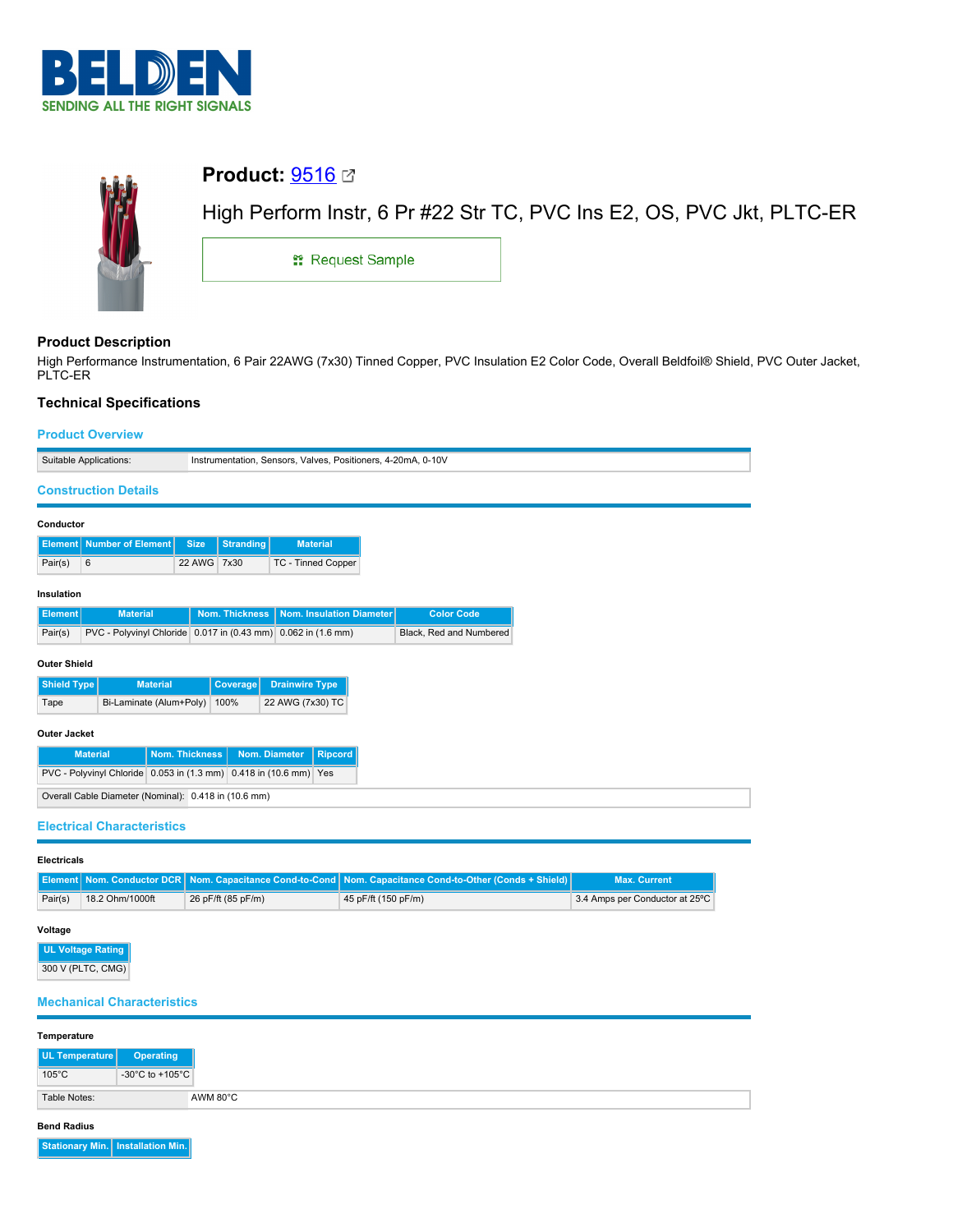BELDEN
SENDING ALL THE RIGHT SIGNALS

# Product: 9516

High Perform Instr, 6 Pr #22 Str TC, PVC Ins E2, OS, PVC Jkt, PLTC-ER

Request Sample

## Product Description

High Performance Instrumentation, 6 Pair 22AWG (7x30) Tinned Copper, PVC Insulation E2 Color Code, Overall Beldfoil® Shield, PVC Outer Jacket, PLTC-ER

## Technical Specifications

### Product Overview

| Suitable Applications: | Instrumentation, Sensors, Valves, Positioners, 4-20mA, 0-10V |
|---|---|

### Construction Details

**Conductor**

| Element | Number of Element | Size | Stranding | Material |
|---|---|---|---|---|
| Pair(s) | 6 | 22 AWG | 7x30 | TC - Tinned Copper |

**Insulation**

| Element | Material | Nom. Thickness | Nom. Insulation Diameter | Color Code |
|---|---|---|---|---|
| Pair(s) | PVC - Polyvinyl Chloride | 0.017 in (0.43 mm) | 0.062 in (1.6 mm) | Black, Red and Numbered |

**Outer Shield**

| Shield Type | Material | Coverage | Drainwire Type |
|---|---|---|---|
| Tape | Bi-Laminate (Alum+Poly) | 100% | 22 AWG (7x30) TC |

**Outer Jacket**

| Material | Nom. Thickness | Nom. Diameter | Ripcord |
|---|---|---|---|
| PVC - Polyvinyl Chloride | 0.053 in (1.3 mm) | 0.418 in (10.6 mm) | Yes |

| Overall Cable Diameter (Nominal): | 0.418 in (10.6 mm) |
|---|---|

### Electrical Characteristics

**Electricals**

| Element | Nom. Conductor DCR | Nom. Capacitance Cond-to-Cond | Nom. Capacitance Cond-to-Other (Conds + Shield) | Max. Current |
|---|---|---|---|---|
| Pair(s) | 18.2 Ohm/1000ft | 26 pF/ft (85 pF/m) | 45 pF/ft (150 pF/m) | 3.4 Amps per Conductor at 25ºC |

**Voltage**

| UL Voltage Rating |
|---|
| 300 V (PLTC, CMG) |

### Mechanical Characteristics

**Temperature**

| UL Temperature | Operating |
|---|---|
| 105°C | -30°C to +105°C |

| Table Notes: | AWM 80°C |
|---|---|

**Bend Radius**

| Stationary Min. | Installation Min. |
|---|---|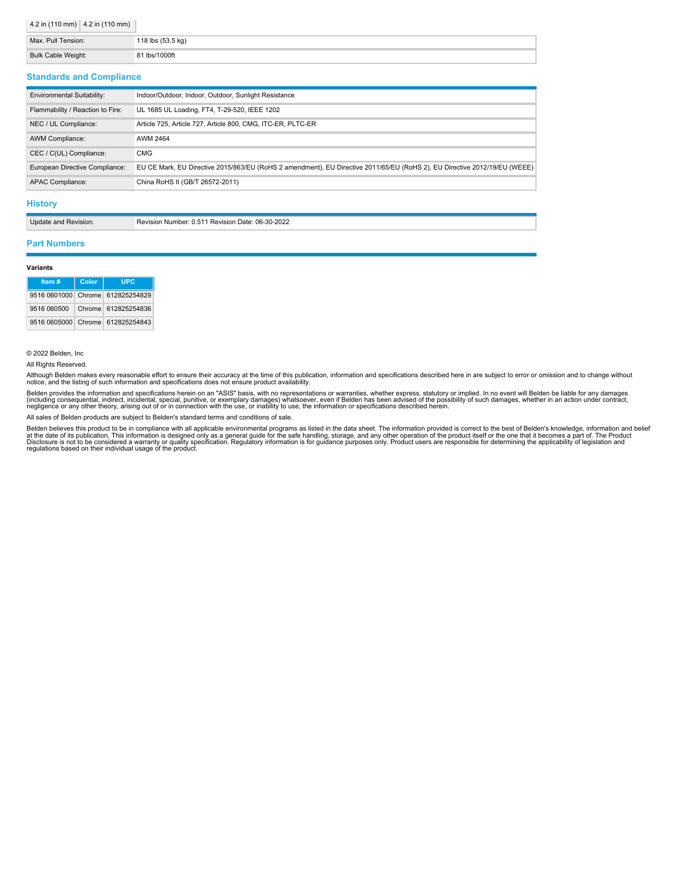| | |
|---|---|
| 4.2 in (110 mm) | 4.2 in (110 mm) |

| | |
|---|---|
| Max. Pull Tension: | 118 lbs (53.5 kg) |
| Bulk Cable Weight: | 81 lbs/1000ft |

## Standards and Compliance

| | |
|---|---|
| Environmental Suitability: | Indoor/Outdoor, Indoor, Outdoor, Sunlight Resistance |
| Flammability / Reaction to Fire: | UL 1685 UL Loading, FT4, T-29-520, IEEE 1202 |
| NEC / UL Compliance: | Article 725, Article 727, Article 800, CMG, ITC-ER, PLTC-ER |
| AWM Compliance: | AWM 2464 |
| CEC / C(UL) Compliance: | CMG |
| European Directive Compliance: | EU CE Mark, EU Directive 2015/863/EU (RoHS 2 amendment), EU Directive 2011/65/EU (RoHS 2), EU Directive 2012/19/EU (WEEE) |
| APAC Compliance: | China RoHS II (GB/T 26572-2011) |

## History

| | |
|---|---|
| Update and Revision: | Revision Number: 0.511 Revision Date: 06-30-2022 |

## Part Numbers

**Variants**

| Item # | Color | UPC |
|---|---|---|
| 9516 0601000 | Chrome | 612825254829 |
| 9516 060500 | Chrome | 612825254836 |
| 9516 0605000 | Chrome | 612825254843 |

© 2022 Belden, Inc

All Rights Reserved.

Although Belden makes every reasonable effort to ensure their accuracy at the time of this publication, information and specifications described here in are subject to error or omission and to change without notice, and the listing of such information and specifications does not ensure product availability.

Belden provides the information and specifications herein on an "ASIS" basis, with no representations or warranties, whether express, statutory or implied. In no event will Belden be liable for any damages (including consequential, indirect, incidental, special, punitive, or exemplary damages) whatsoever, even if Belden has been advised of the possibility of such damages, whether in an action under contract, negligence or any other theory, arising out of or in connection with the use, or inability to use, the information or specifications described herein.

All sales of Belden products are subject to Belden's standard terms and conditions of sale.

Belden believes this product to be in compliance with all applicable environmental programs as listed in the data sheet. The information provided is correct to the best of Belden's knowledge, information and belief at the date of its publication. This information is designed only as a general guide for the safe handling, storage, and any other operation of the product itself or the one that it becomes a part of. The Product Disclosure is not to be considered a warranty or quality specification. Regulatory information is for guidance purposes only. Product users are responsible for determining the applicability of legislation and regulations based on their individual usage of the product.